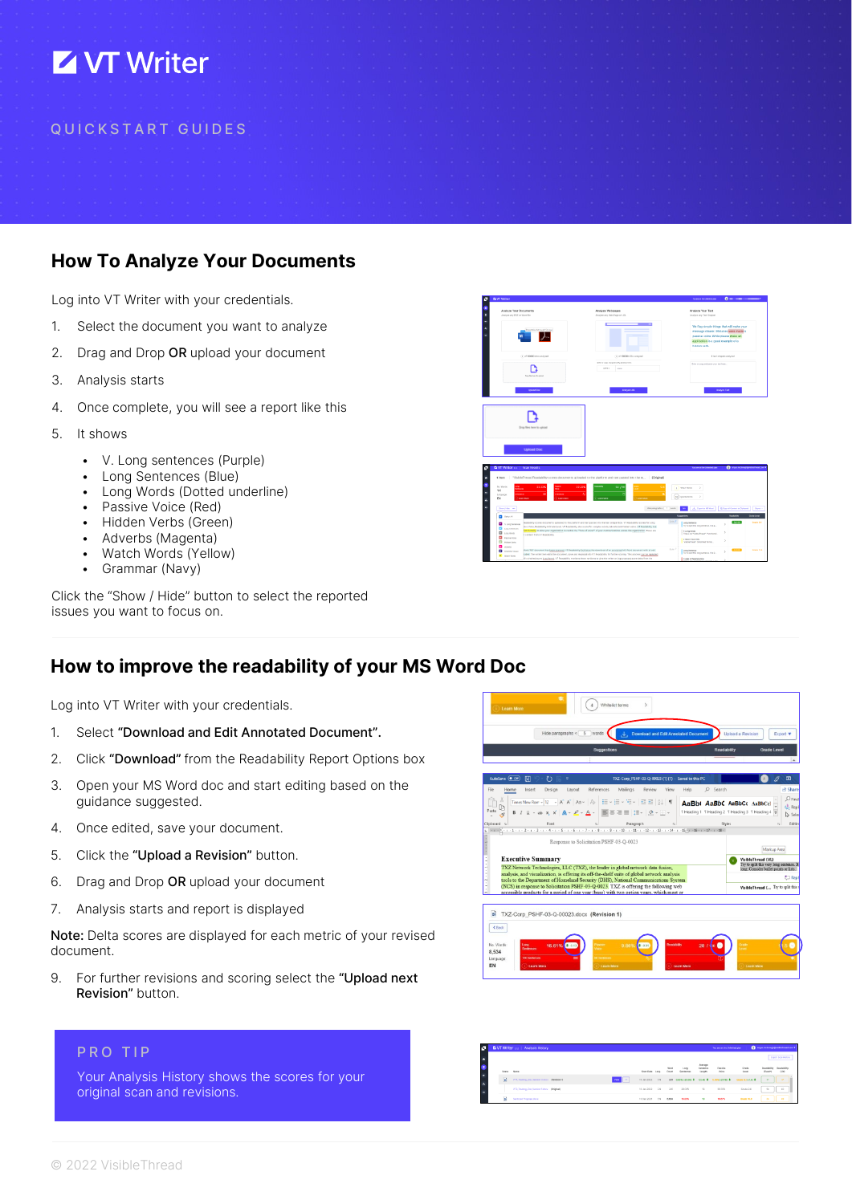# VT Writer

QUICKSTART GUIDES

## How To Analyze Your Documents

Log into VT Writer with your credentials.

1. Select the document you want to analyze
2. Drag and Drop **OR** upload your document
3. Analysis starts
4. Once complete, you will see a report like this
5. It shows
    - V. Long sentences (Purple)
    - Long Sentences (Blue)
    - Long Words (Dotted underline)
    - Passive Voice (Red)
    - Hidden Verbs (Green)
    - Adverbs (Magenta)
    - Watch Words (Yellow)
    - Grammar (Navy)

Click the "Show / Hide" button to select the reported issues you want to focus on.

## How to improve the readability of your MS Word Doc

Log into VT Writer with your credentials.

1. Select **"Download and Edit Annotated Document".**
2. Click **"Download"** from the Readability Report Options box
3. Open your MS Word doc and start editing based on the guidance suggested.
4. Once edited, save your document.
5. Click the **"Upload a Revision"** button.
6. Drag and Drop **OR** upload your document
7. Analysis starts and report is displayed

**Note:** Delta scores are displayed for each metric of your revised document.

9. For further revisions and scoring select the **"Upload next Revision"** button.

PRO TIP

Your Analysis History shows the scores for your original scan and revisions.

© 2022 VisibleThread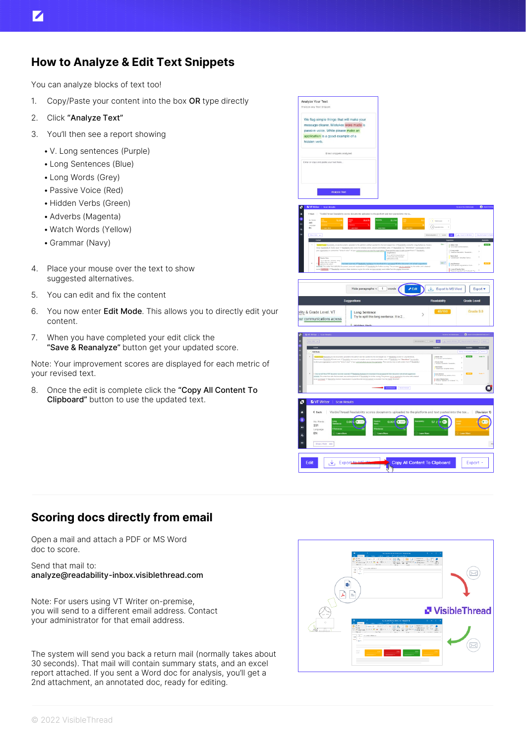## How to Analyze & Edit Text Snippets

You can analyze blocks of text too!

1. Copy/Paste your content into the box **OR** type directly
2. Click **"Analyze Text"**
3. You'll then see a report showing
   - V. Long sentences (Purple)
   - Long Sentences (Blue)
   - Long Words (Grey)
   - Passive Voice (Red)
   - Hidden Verbs (Green)
   - Adverbs (Magenta)
   - Watch Words (Yellow)
   - Grammar (Navy)
4. Place your mouse over the text to show suggested alternatives.
5. You can edit and fix the content
6. You now enter **Edit Mode**. This allows you to directly edit your content.
7. When you have completed your edit click the **"Save & Reanalyze"** button get your updated score.

Note: Your improvement scores are displayed for each metric of your revised text.

8. Once the edit is complete click the **"Copy All Content To Clipboard"** button to use the updated text.

## Scoring docs directly from email

Open a mail and attach a PDF or MS Word doc to score.

Send that mail to:
**analyze@readability-inbox.visiblethread.com**

Note: For users using VT Writer on-premise, you will send to a different email address. Contact your administrator for that email address.

The system will send you back a return mail (normally takes about 30 seconds). That mail will contain summary stats, and an excel report attached. If you sent a Word doc for analysis, you'll get a 2nd attachment, an annotated doc, ready for editing.